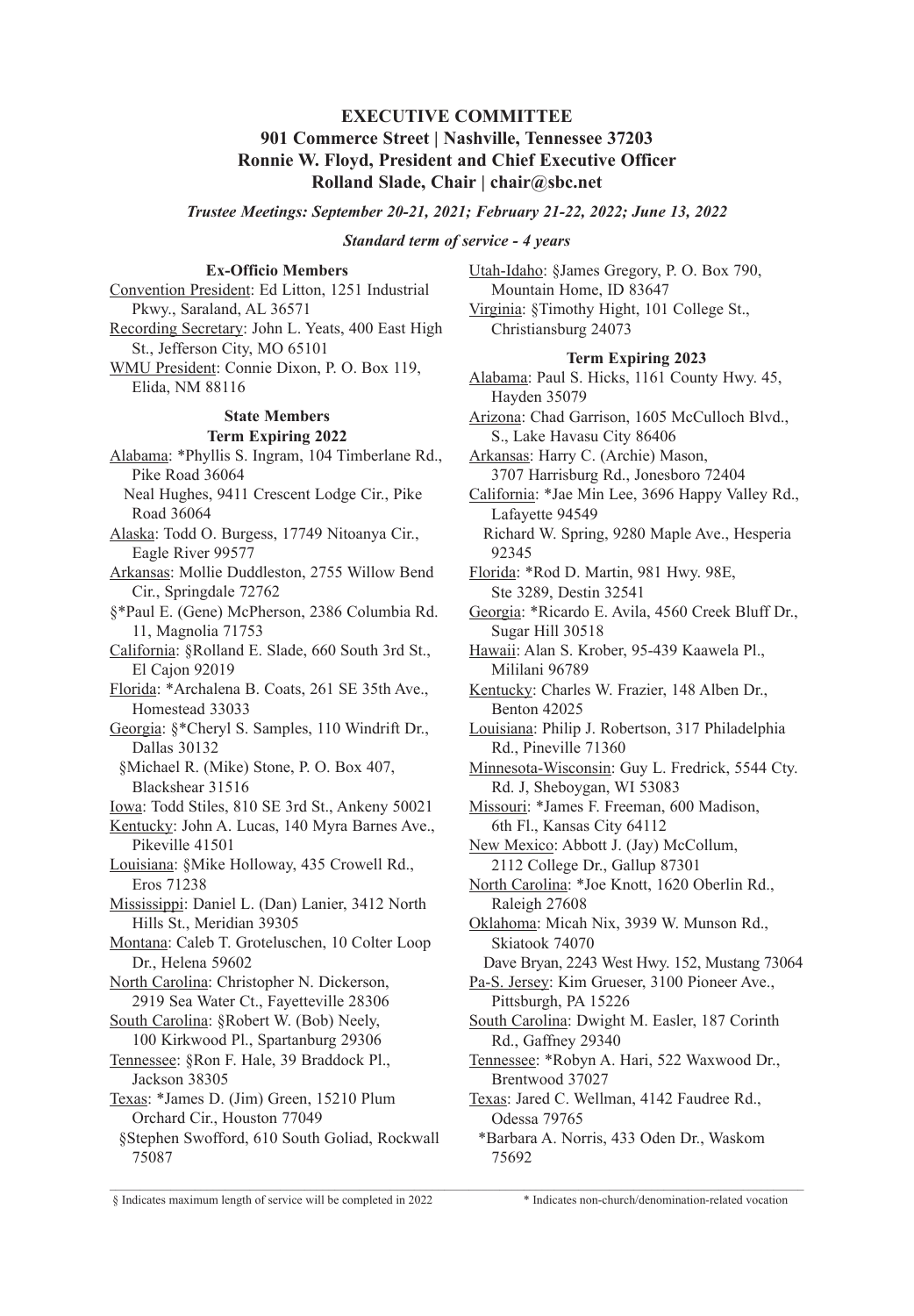## EXECUTIVE COMMITTEE

**901 Commerce Street | Nashville, Tennessee 37203**
**Ronnie W. Floyd, President and Chief Executive Officer**
**Rolland Slade, Chair | chair@sbc.net**

***Trustee Meetings: September 20-21, 2021; February 21-22, 2022; June 13, 2022***

***Standard term of service - 4 years***

### Ex-Officio Members

Convention President: Ed Litton, 1251 Industrial Pkwy., Saraland, AL 36571

Recording Secretary: John L. Yeats, 400 East High St., Jefferson City, MO 65101

WMU President: Connie Dixon, P. O. Box 119, Elida, NM 88116

### State Members

#### Term Expiring 2022

Alabama: *Phyllis S. Ingram, 104 Timberlane Rd., Pike Road 36064
Neal Hughes, 9411 Crescent Lodge Cir., Pike Road 36064

Alaska: Todd O. Burgess, 17749 Nitoanya Cir., Eagle River 99577

Arkansas: Mollie Duddleston, 2755 Willow Bend Cir., Springdale 72762
§*Paul E. (Gene) McPherson, 2386 Columbia Rd. 11, Magnolia 71753

California: §Rolland E. Slade, 660 South 3rd St., El Cajon 92019

Florida: *Archalena B. Coats, 261 SE 35th Ave., Homestead 33033

Georgia: §*Cheryl S. Samples, 110 Windrift Dr., Dallas 30132
§Michael R. (Mike) Stone, P. O. Box 407, Blackshear 31516

Iowa: Todd Stiles, 810 SE 3rd St., Ankeny 50021

Kentucky: John A. Lucas, 140 Myra Barnes Ave., Pikeville 41501

Louisiana: §Mike Holloway, 435 Crowell Rd., Eros 71238

Mississippi: Daniel L. (Dan) Lanier, 3412 North Hills St., Meridian 39305

Montana: Caleb T. Groteluschen, 10 Colter Loop Dr., Helena 59602

North Carolina: Christopher N. Dickerson, 2919 Sea Water Ct., Fayetteville 28306

South Carolina: §Robert W. (Bob) Neely, 100 Kirkwood Pl., Spartanburg 29306

Tennessee: §Ron F. Hale, 39 Braddock Pl., Jackson 38305

Texas: *James D. (Jim) Green, 15210 Plum Orchard Cir., Houston 77049
§Stephen Swofford, 610 South Goliad, Rockwall 75087

Utah-Idaho: §James Gregory, P. O. Box 790, Mountain Home, ID 83647

Virginia: §Timothy Hight, 101 College St., Christiansburg 24073

#### Term Expiring 2023

Alabama: Paul S. Hicks, 1161 County Hwy. 45, Hayden 35079

Arizona: Chad Garrison, 1605 McCulloch Blvd., S., Lake Havasu City 86406

Arkansas: Harry C. (Archie) Mason, 3707 Harrisburg Rd., Jonesboro 72404

California: *Jae Min Lee, 3696 Happy Valley Rd., Lafayette 94549
Richard W. Spring, 9280 Maple Ave., Hesperia 92345

Florida: *Rod D. Martin, 981 Hwy. 98E, Ste 3289, Destin 32541

Georgia: *Ricardo E. Avila, 4560 Creek Bluff Dr., Sugar Hill 30518

Hawaii: Alan S. Krober, 95-439 Kaawela Pl., Mililani 96789

Kentucky: Charles W. Frazier, 148 Alben Dr., Benton 42025

Louisiana: Philip J. Robertson, 317 Philadelphia Rd., Pineville 71360

Minnesota-Wisconsin: Guy L. Fredrick, 5544 Cty. Rd. J, Sheboygan, WI 53083

Missouri: *James F. Freeman, 600 Madison, 6th Fl., Kansas City 64112

New Mexico: Abbott J. (Jay) McCollum, 2112 College Dr., Gallup 87301

North Carolina: *Joe Knott, 1620 Oberlin Rd., Raleigh 27608

Oklahoma: Micah Nix, 3939 W. Munson Rd., Skiatook 74070
Dave Bryan, 2243 West Hwy. 152, Mustang 73064

Pa-S. Jersey: Kim Grueser, 3100 Pioneer Ave., Pittsburgh, PA 15226

South Carolina: Dwight M. Easler, 187 Corinth Rd., Gaffney 29340

Tennessee: *Robyn A. Hari, 522 Waxwood Dr., Brentwood 37027

Texas: Jared C. Wellman, 4142 Faudree Rd., Odessa 79765
*Barbara A. Norris, 433 Oden Dr., Waskom 75692

---

§ Indicates maximum length of service will be completed in 2022

* Indicates non-church/denomination-related vocation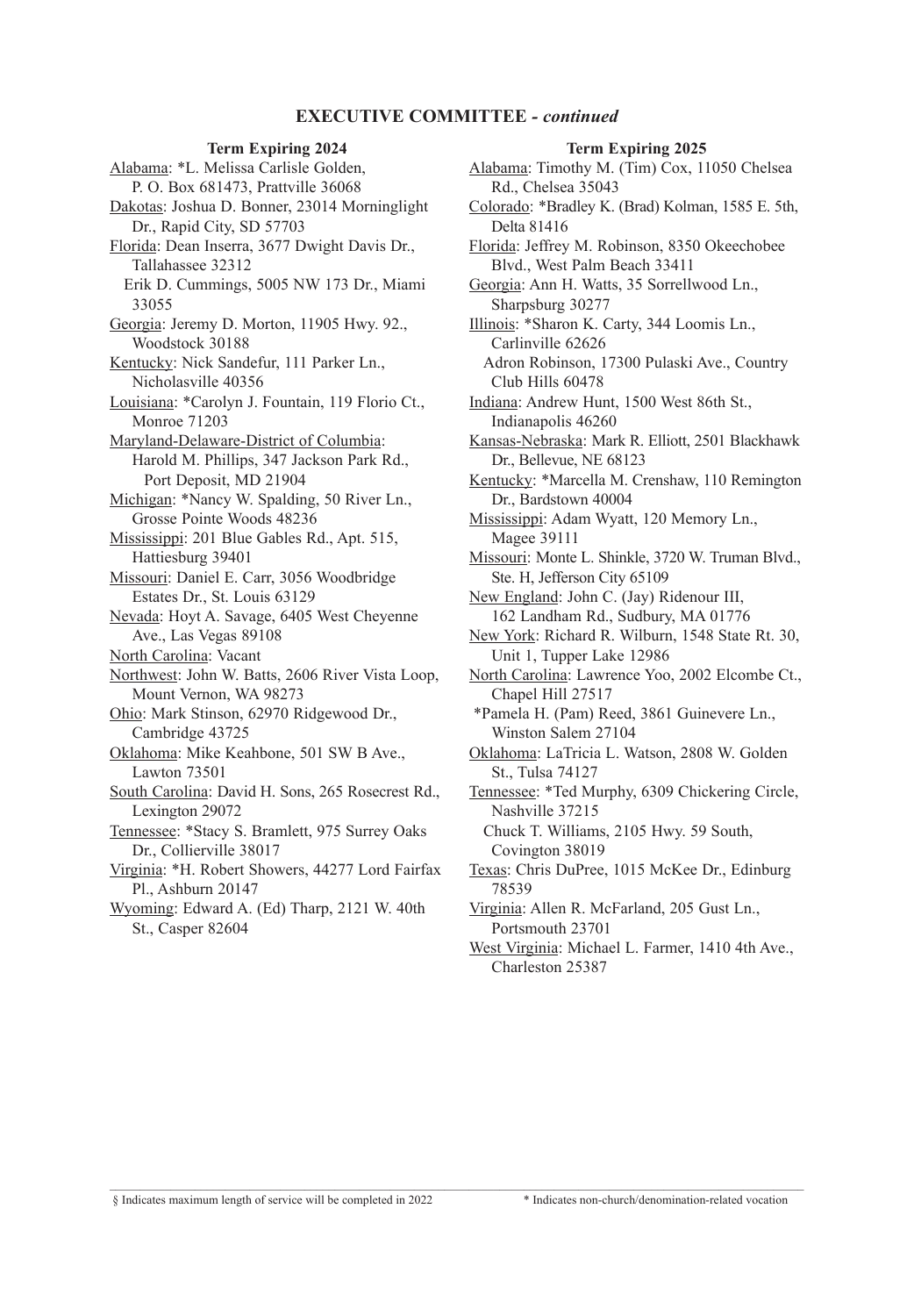## EXECUTIVE COMMITTEE - *continued*

### Term Expiring 2024

<u>Alabama</u>: *L. Melissa Carlisle Golden, P. O. Box 681473, Prattville 36068

<u>Dakotas</u>: Joshua D. Bonner, 23014 Morninglight Dr., Rapid City, SD 57703

<u>Florida</u>: Dean Inserra, 3677 Dwight Davis Dr., Tallahassee 32312
Erik D. Cummings, 5005 NW 173 Dr., Miami 33055

<u>Georgia</u>: Jeremy D. Morton, 11905 Hwy. 92., Woodstock 30188

<u>Kentucky</u>: Nick Sandefur, 111 Parker Ln., Nicholasville 40356

<u>Louisiana</u>: *Carolyn J. Fountain, 119 Florio Ct., Monroe 71203

<u>Maryland-Delaware-District of Columbia</u>: Harold M. Phillips, 347 Jackson Park Rd., Port Deposit, MD 21904

<u>Michigan</u>: *Nancy W. Spalding, 50 River Ln., Grosse Pointe Woods 48236

<u>Mississippi</u>: 201 Blue Gables Rd., Apt. 515, Hattiesburg 39401

<u>Missouri</u>: Daniel E. Carr, 3056 Woodbridge Estates Dr., St. Louis 63129

<u>Nevada</u>: Hoyt A. Savage, 6405 West Cheyenne Ave., Las Vegas 89108

<u>North Carolina</u>: Vacant

<u>Northwest</u>: John W. Batts, 2606 River Vista Loop, Mount Vernon, WA 98273

<u>Ohio</u>: Mark Stinson, 62970 Ridgewood Dr., Cambridge 43725

<u>Oklahoma</u>: Mike Keahbone, 501 SW B Ave., Lawton 73501

<u>South Carolina</u>: David H. Sons, 265 Rosecrest Rd., Lexington 29072

<u>Tennessee</u>: *Stacy S. Bramlett, 975 Surrey Oaks Dr., Collierville 38017

<u>Virginia</u>: *H. Robert Showers, 44277 Lord Fairfax Pl., Ashburn 20147

<u>Wyoming</u>: Edward A. (Ed) Tharp, 2121 W. 40th St., Casper 82604

### Term Expiring 2025

<u>Alabama</u>: Timothy M. (Tim) Cox, 11050 Chelsea Rd., Chelsea 35043

<u>Colorado</u>: *Bradley K. (Brad) Kolman, 1585 E. 5th, Delta 81416

<u>Florida</u>: Jeffrey M. Robinson, 8350 Okeechobee Blvd., West Palm Beach 33411

<u>Georgia</u>: Ann H. Watts, 35 Sorrellwood Ln., Sharpsburg 30277

<u>Illinois</u>: *Sharon K. Carty, 344 Loomis Ln., Carlinville 62626
Adron Robinson, 17300 Pulaski Ave., Country Club Hills 60478

<u>Indiana</u>: Andrew Hunt, 1500 West 86th St., Indianapolis 46260

<u>Kansas-Nebraska</u>: Mark R. Elliott, 2501 Blackhawk Dr., Bellevue, NE 68123

<u>Kentucky</u>: *Marcella M. Crenshaw, 110 Remington Dr., Bardstown 40004

<u>Mississippi</u>: Adam Wyatt, 120 Memory Ln., Magee 39111

<u>Missouri</u>: Monte L. Shinkle, 3720 W. Truman Blvd., Ste. H, Jefferson City 65109

<u>New England</u>: John C. (Jay) Ridenour III, 162 Landham Rd., Sudbury, MA 01776

<u>New York</u>: Richard R. Wilburn, 1548 State Rt. 30, Unit 1, Tupper Lake 12986

<u>North Carolina</u>: Lawrence Yoo, 2002 Elcombe Ct., Chapel Hill 27517
*Pamela H. (Pam) Reed, 3861 Guinevere Ln., Winston Salem 27104

<u>Oklahoma</u>: LaTricia L. Watson, 2808 W. Golden St., Tulsa 74127

<u>Tennessee</u>: *Ted Murphy, 6309 Chickering Circle, Nashville 37215
Chuck T. Williams, 2105 Hwy. 59 South, Covington 38019

<u>Texas</u>: Chris DuPree, 1015 McKee Dr., Edinburg 78539

<u>Virginia</u>: Allen R. McFarland, 205 Gust Ln., Portsmouth 23701

<u>West Virginia</u>: Michael L. Farmer, 1410 4th Ave., Charleston 25387

---

§ Indicates maximum length of service will be completed in 2022

* Indicates non-church/denomination-related vocation